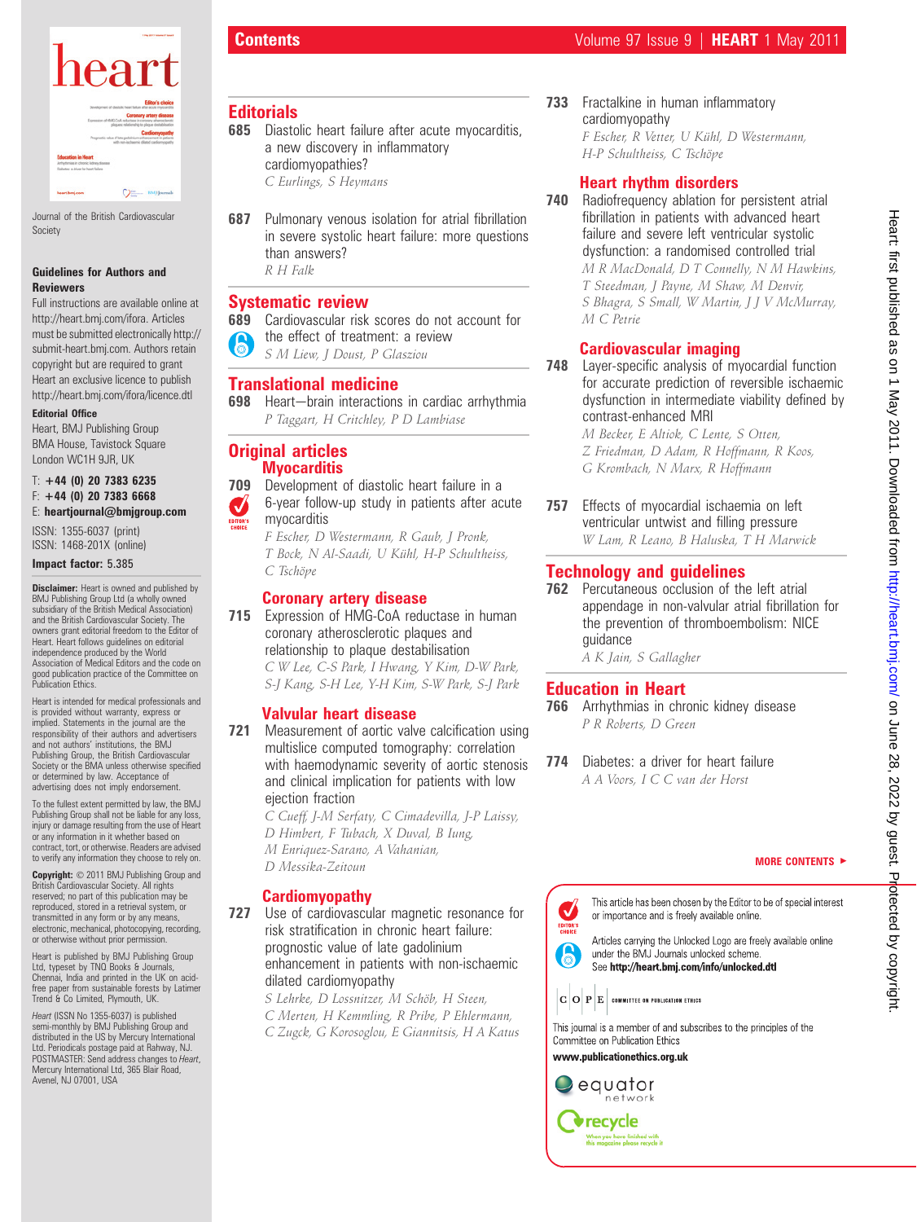Journal of the British Cardiovascular Society

**Guidelines for Authors and Reviewers**

Full instructions are available online at http://heart.bmj.com/ifora. Articles must be submitted electronically http://submit-heart.bmj.com. Authors retain copyright but are required to grant Heart an exclusive licence to publish http://heart.bmj.com/ifora/licence.dtl

**Editorial Office**

Heart, BMJ Publishing Group
BMA House, Tavistock Square
London WC1H 9JR, UK

T: **+44 (0) 20 7383 6235**
F: **+44 (0) 20 7383 6668**
E: **heartjournal@bmjgroup.com**

ISSN: 1355-6037 (print)
ISSN: 1468-201X (online)

**Impact factor:** 5.385

**Disclaimer:** Heart is owned and published by BMJ Publishing Group Ltd (a wholly owned subsidiary of the British Medical Association) and the British Cardiovascular Society. The owners grant editorial freedom to the Editor of Heart. Heart follows guidelines on editorial independence produced by the World Association of Medical Editors and the code on good publication practice of the Committee on Publication Ethics.

Heart is intended for medical professionals and is provided without warranty, express or implied. Statements in the journal are the responsibility of their authors and advertisers and not authors' institutions, the BMJ Publishing Group, the British Cardiovascular Society or the BMA unless otherwise specified or determined by law. Acceptance of advertising does not imply endorsement.

To the fullest extent permitted by law, the BMJ Publishing Group shall not be liable for any loss, injury or damage resulting from the use of Heart or any information in it whether based on contract, tort, or otherwise. Readers are advised to verify any information they choose to rely on.

**Copyright:** © 2011 BMJ Publishing Group and British Cardiovascular Society. All rights reserved; no part of this publication may be reproduced, stored in a retrieval system, or transmitted in any form or by any means, electronic, mechanical, photocopying, recording, or otherwise without prior permission.

Heart is published by BMJ Publishing Group Ltd, typeset by TNQ Books & Journals, Chennai, India and printed in the UK on acid-free paper from sustainable forests by Latimer Trend & Co Limited, Plymouth, UK.

*Heart* (ISSN No 1355-6037) is published semi-monthly by BMJ Publishing Group and distributed in the US by Mercury International Ltd. Periodicals postage paid at Rahway, NJ. POSTMASTER: Send address changes to *Heart*, Mercury International Ltd, 365 Blair Road, Avenel, NJ 07001, USA

# Contents

## Editorials

**685** Diastolic heart failure after acute myocarditis, a new discovery in inflammatory cardiomyopathies?
*C Eurlings, S Heymans*

**687** Pulmonary venous isolation for atrial fibrillation in severe systolic heart failure: more questions than answers?
*R H Falk*

## Systematic review

**689** Cardiovascular risk scores do not account for the effect of treatment: a review
*S M Liew, J Doust, P Glasziou*

## Translational medicine

**698** Heart—brain interactions in cardiac arrhythmia
*P Taggart, H Critchley, P D Lambiase*

## Original articles

### Myocarditis

**709** Development of diastolic heart failure in a 6-year follow-up study in patients after acute myocarditis
*F Escher, D Westermann, R Gaub, J Pronk, T Bock, N Al-Saadi, U Kühl, H-P Schultheiss, C Tschöpe*

### Coronary artery disease

**715** Expression of HMG-CoA reductase in human coronary atherosclerotic plaques and relationship to plaque destabilisation
*C W Lee, C-S Park, I Hwang, Y Kim, D-W Park, S-J Kang, S-H Lee, Y-H Kim, S-W Park, S-J Park*

### Valvular heart disease

**721** Measurement of aortic valve calcification using multislice computed tomography: correlation with haemodynamic severity of aortic stenosis and clinical implication for patients with low ejection fraction
*C Cueff, J-M Serfaty, C Cimadevilla, J-P Laissy, D Himbert, F Tubach, X Duval, B Iung, M Enriquez-Sarano, A Vahanian, D Messika-Zeitoun*

### Cardiomyopathy

**727** Use of cardiovascular magnetic resonance for risk stratification in chronic heart failure: prognostic value of late gadolinium enhancement in patients with non-ischaemic dilated cardiomyopathy
*S Lehrke, D Lossnitzer, M Schöb, H Steen, C Merten, H Kemmling, R Pribe, P Ehlermann, C Zugck, G Korosoglou, E Giannitsis, H A Katus*

**733** Fractalkine in human inflammatory cardiomyopathy
*F Escher, R Vetter, U Kühl, D Westermann, H-P Schultheiss, C Tschöpe*

### Heart rhythm disorders

**740** Radiofrequency ablation for persistent atrial fibrillation in patients with advanced heart failure and severe left ventricular systolic dysfunction: a randomised controlled trial
*M R MacDonald, D T Connelly, N M Hawkins, T Steedman, J Payne, M Shaw, M Denvir, S Bhagra, S Small, W Martin, J J V McMurray, M C Petrie*

### Cardiovascular imaging

**748** Layer-specific analysis of myocardial function for accurate prediction of reversible ischaemic dysfunction in intermediate viability defined by contrast-enhanced MRI
*M Becker, E Altiok, C Lente, S Otten, Z Friedman, D Adam, R Hoffmann, R Koos, G Krombach, N Marx, R Hoffmann*

**757** Effects of myocardial ischaemia on left ventricular untwist and filling pressure
*W Lam, R Leano, B Haluska, T H Marwick*

## Technology and guidelines

**762** Percutaneous occlusion of the left atrial appendage in non-valvular atrial fibrillation for the prevention of thromboembolism: NICE guidance
*A K Jain, S Gallagher*

## Education in Heart

**766** Arrhythmias in chronic kidney disease
*P R Roberts, D Green*

**774** Diabetes: a driver for heart failure
*A A Voors, I C C van der Horst*

**MORE CONTENTS ►**

This article has been chosen by the Editor to be of special interest or importance and is freely available online.

Articles carrying the Unlocked Logo are freely available online under the BMJ Journals unlocked scheme. See **http://heart.bmj.com/info/unlocked.dtl**

This journal is a member of and subscribes to the principles of the Committee on Publication Ethics

**www.publicationethics.org.uk**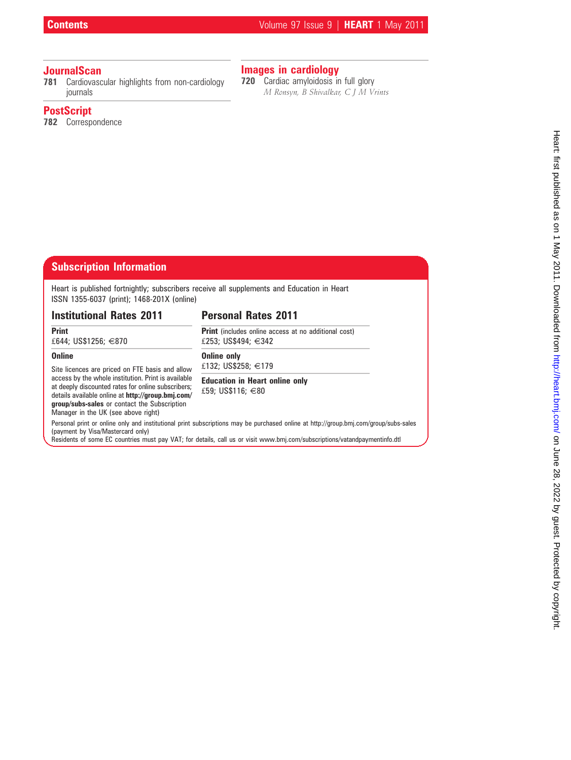## JournalScan

**781** Cardiovascular highlights from non-cardiology journals

## PostScript

**782** Correspondence

## Images in cardiology

**720** Cardiac amyloidosis in full glory
*M Ronsyn, B Shivalkar, C J M Vrints*

## Subscription Information

Heart is published fortnightly; subscribers receive all supplements and Education in Heart
ISSN 1355-6037 (print); 1468-201X (online)

### Institutional Rates 2011

**Print**
£644; US$1256; €870

**Online**

Site licences are priced on FTE basis and allow access by the whole institution. Print is available at deeply discounted rates for online subscribers; details available online at **http://group.bmj.com/group/subs-sales** or contact the Subscription Manager in the UK (see above right)

### Personal Rates 2011

**Print** (includes online access at no additional cost)
£253; US$494; €342

**Online only**
£132; US$258; €179

**Education in Heart online only**
£59; US$116; €80

Personal print or online only and institutional print subscriptions may be purchased online at http://group.bmj.com/group/subs-sales (payment by Visa/Mastercard only)
Residents of some EC countries must pay VAT; for details, call us or visit www.bmj.com/subscriptions/vatandpaymentinfo.dtl